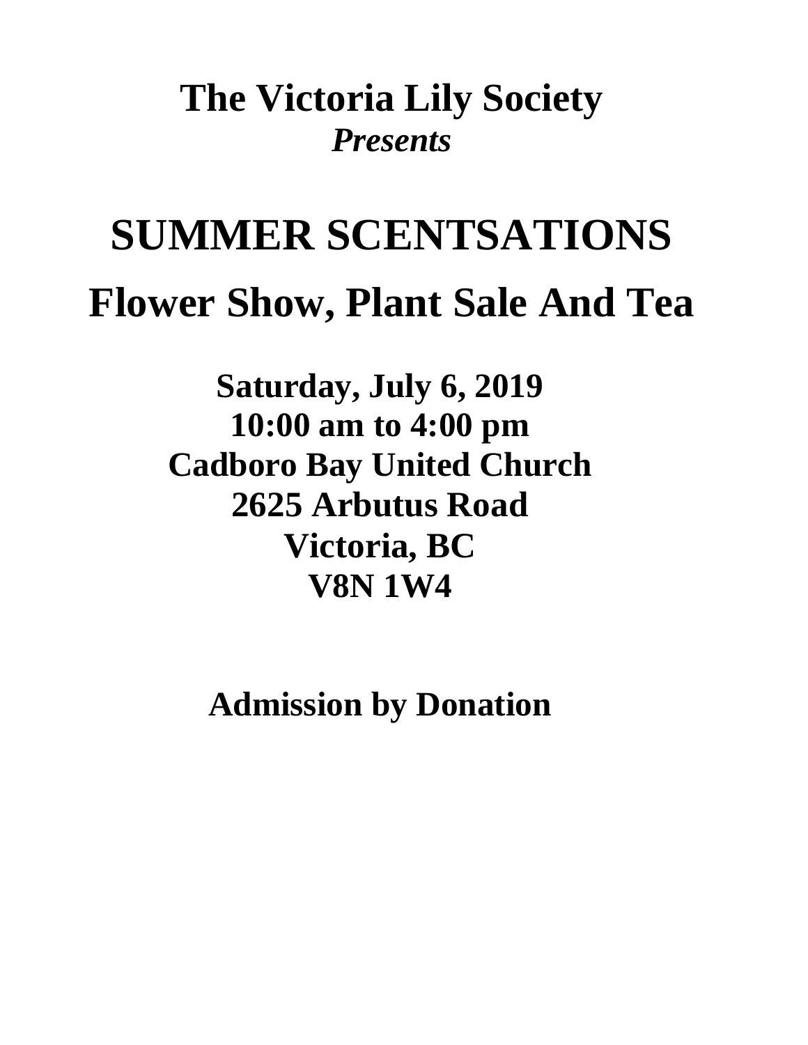# The Victoria Lily Society

***Presents***

# SUMMER SCENTSATIONS

# Flower Show, Plant Sale And Tea

**Saturday, July 6, 2019**
**10:00 am to 4:00 pm**
**Cadboro Bay United Church**
**2625 Arbutus Road**
**Victoria, BC**
**V8N 1W4**

**Admission by Donation**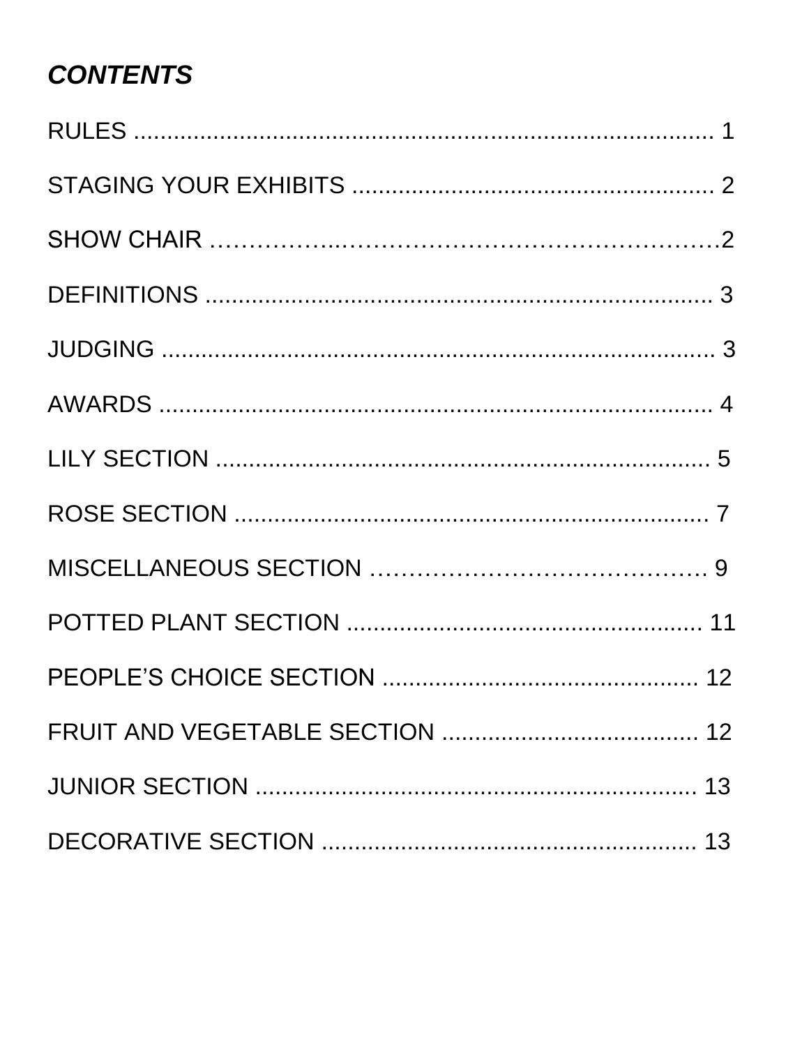# *CONTENTS*

RULES ........................................................................................ 1

STAGING YOUR EXHIBITS ...................................................... 2

SHOW CHAIR ……………..……………………………………………2

DEFINITIONS ............................................................................ 3

JUDGING ................................................................................... 3

AWARDS ................................................................................... 4

LILY SECTION ........................................................................... 5

ROSE SECTION ......................................................................... 7

MISCELLANEOUS SECTION ……………………………………. 9

POTTED PLANT SECTION ...................................................... 11

PEOPLE’S CHOICE SECTION ................................................ 12

FRUIT AND VEGETABLE SECTION ....................................... 12

JUNIOR SECTION .................................................................... 13

DECORATIVE SECTION .......................................................... 13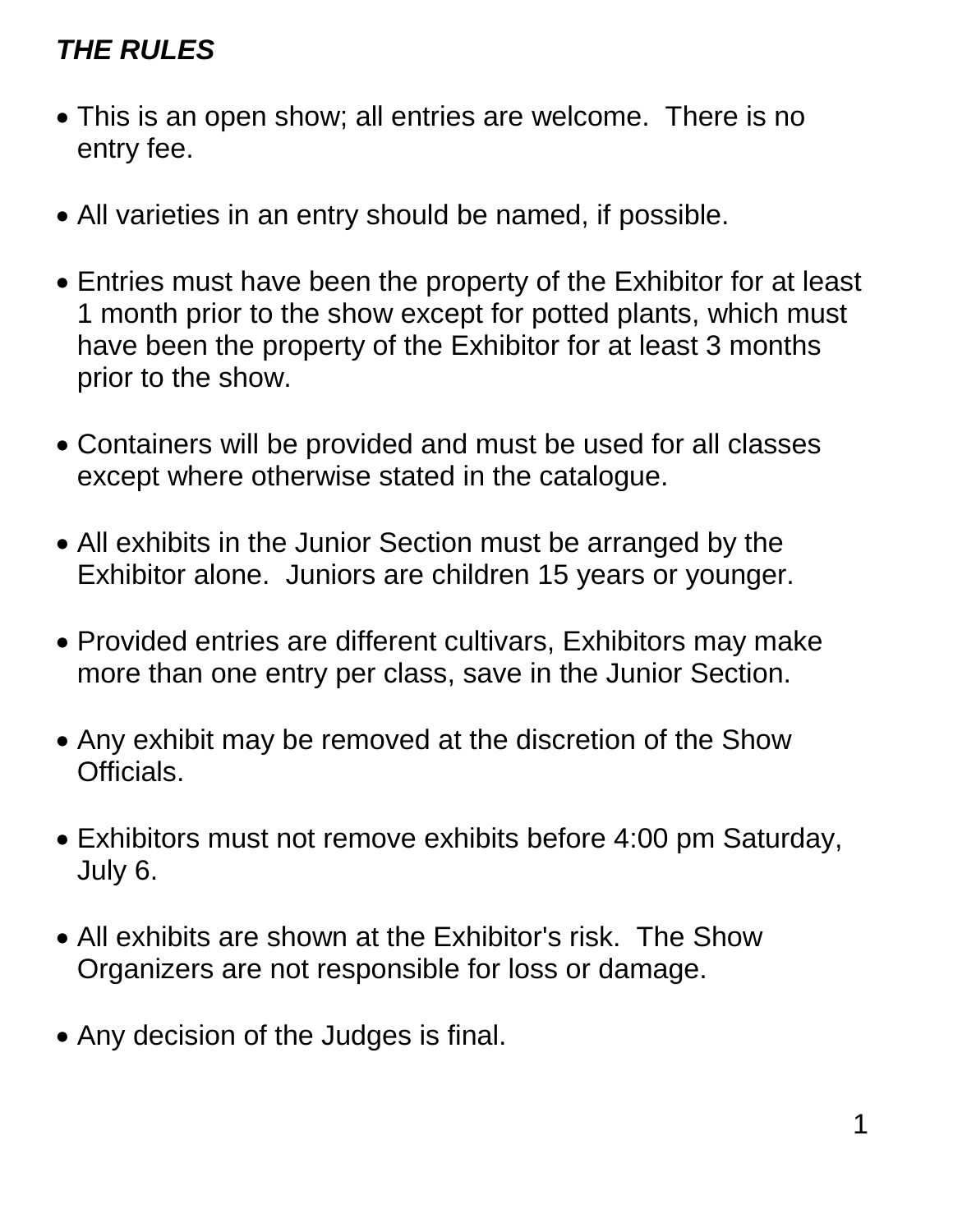***THE RULES***

- This is an open show; all entries are welcome. There is no entry fee.
- All varieties in an entry should be named, if possible.
- Entries must have been the property of the Exhibitor for at least 1 month prior to the show except for potted plants, which must have been the property of the Exhibitor for at least 3 months prior to the show.
- Containers will be provided and must be used for all classes except where otherwise stated in the catalogue.
- All exhibits in the Junior Section must be arranged by the Exhibitor alone. Juniors are children 15 years or younger.
- Provided entries are different cultivars, Exhibitors may make more than one entry per class, save in the Junior Section.
- Any exhibit may be removed at the discretion of the Show Officials.
- Exhibitors must not remove exhibits before 4:00 pm Saturday, July 6.
- All exhibits are shown at the Exhibitor's risk. The Show Organizers are not responsible for loss or damage.
- Any decision of the Judges is final.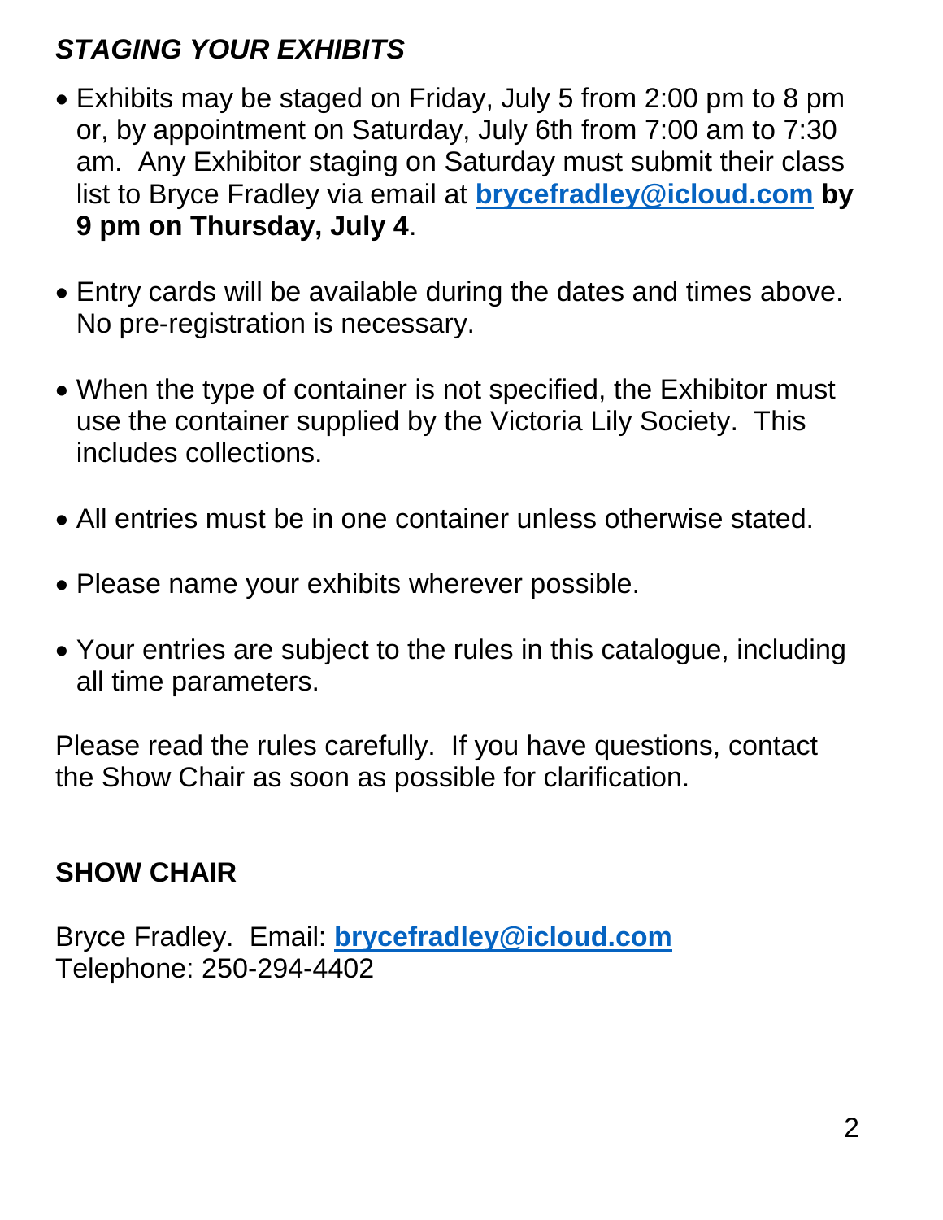## *STAGING YOUR EXHIBITS*

- Exhibits may be staged on Friday, July 5 from 2:00 pm to 8 pm or, by appointment on Saturday, July 6th from 7:00 am to 7:30 am. Any Exhibitor staging on Saturday must submit their class list to Bryce Fradley via email at **brycefradley@icloud.com** **by 9 pm on Thursday, July 4**.

- Entry cards will be available during the dates and times above. No pre-registration is necessary.

- When the type of container is not specified, the Exhibitor must use the container supplied by the Victoria Lily Society. This includes collections.

- All entries must be in one container unless otherwise stated.

- Please name your exhibits wherever possible.

- Your entries are subject to the rules in this catalogue, including all time parameters.

Please read the rules carefully. If you have questions, contact the Show Chair as soon as possible for clarification.

## SHOW CHAIR

Bryce Fradley. Email: **brycefradley@icloud.com**
Telephone: 250-294-4402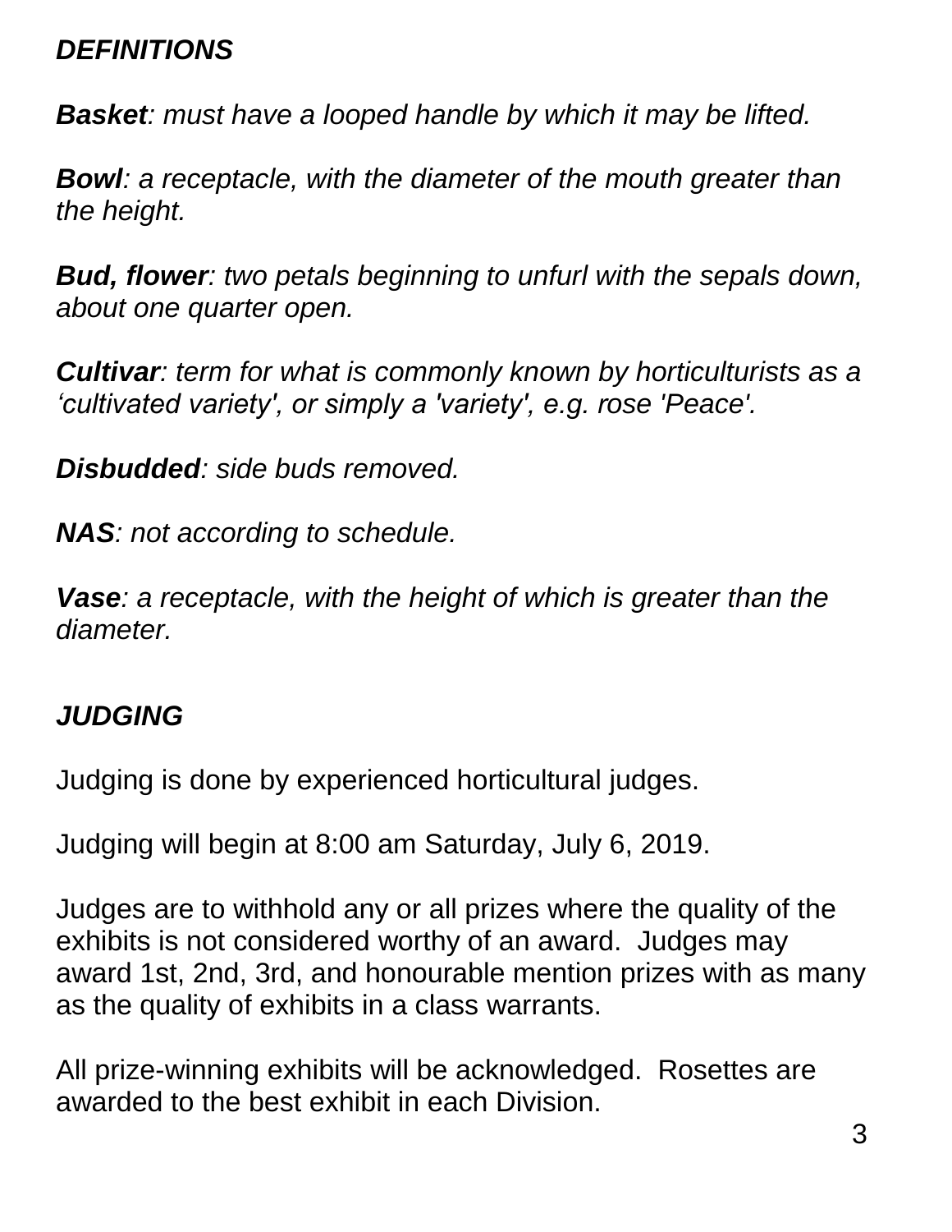## *DEFINITIONS*

***Basket****: must have a looped handle by which it may be lifted.*

***Bowl****: a receptacle, with the diameter of the mouth greater than the height.*

***Bud, flower****: two petals beginning to unfurl with the sepals down, about one quarter open.*

***Cultivar****: term for what is commonly known by horticulturists as a ‘cultivated variety', or simply a 'variety', e.g. rose 'Peace'.*

***Disbudded****: side buds removed.*

***NAS****: not according to schedule.*

***Vase****: a receptacle, with the height of which is greater than the diameter.*

## *JUDGING*

Judging is done by experienced horticultural judges.

Judging will begin at 8:00 am Saturday, July 6, 2019.

Judges are to withhold any or all prizes where the quality of the exhibits is not considered worthy of an award. Judges may award 1st, 2nd, 3rd, and honourable mention prizes with as many as the quality of exhibits in a class warrants.

All prize-winning exhibits will be acknowledged. Rosettes are awarded to the best exhibit in each Division.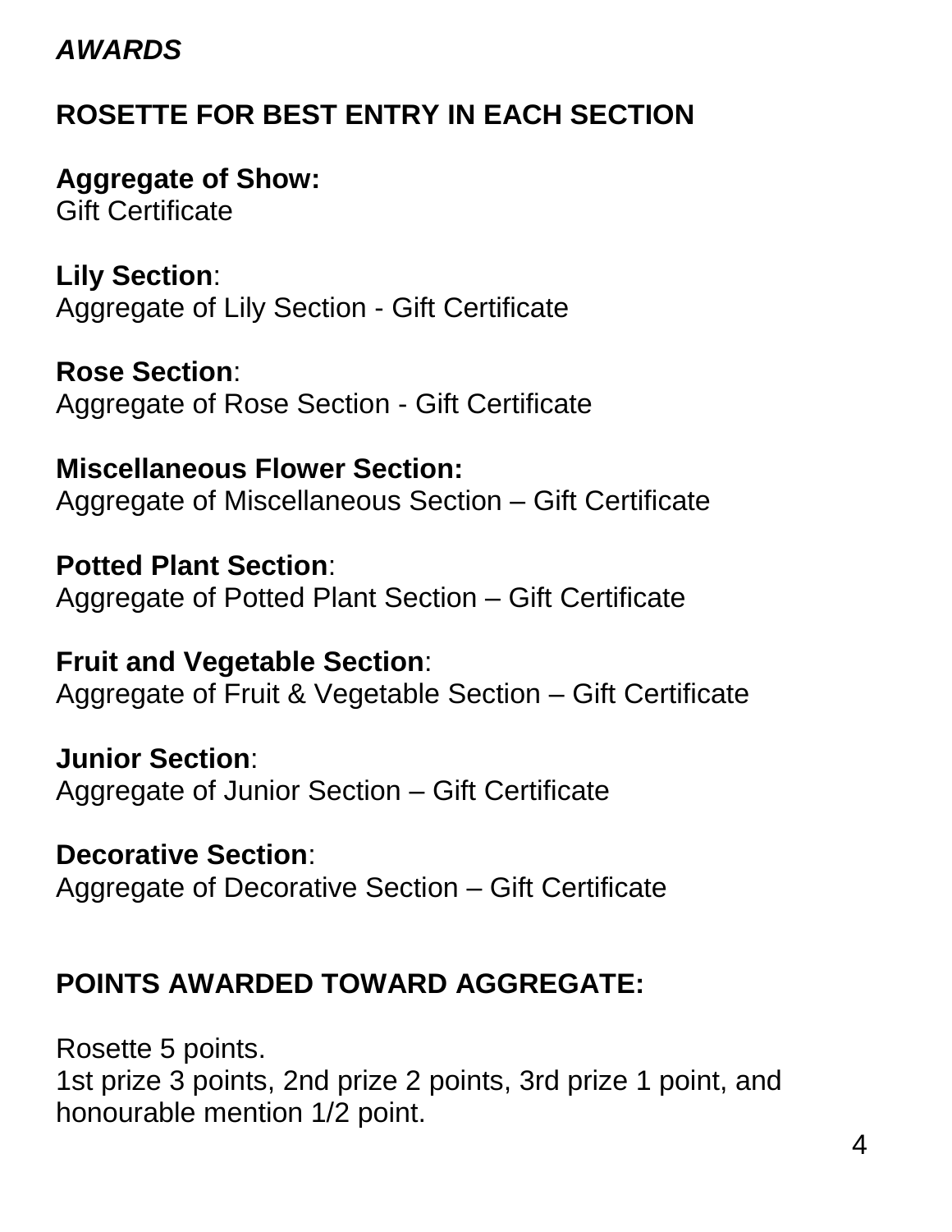***AWARDS***

**ROSETTE FOR BEST ENTRY IN EACH SECTION**

**Aggregate of Show:**
Gift Certificate

**Lily Section**:
Aggregate of Lily Section - Gift Certificate

**Rose Section**:
Aggregate of Rose Section - Gift Certificate

**Miscellaneous Flower Section:**
Aggregate of Miscellaneous Section – Gift Certificate

**Potted Plant Section**:
Aggregate of Potted Plant Section – Gift Certificate

**Fruit and Vegetable Section**:
Aggregate of Fruit & Vegetable Section – Gift Certificate

**Junior Section**:
Aggregate of Junior Section – Gift Certificate

**Decorative Section**:
Aggregate of Decorative Section – Gift Certificate

**POINTS AWARDED TOWARD AGGREGATE:**

Rosette 5 points.
1st prize 3 points, 2nd prize 2 points, 3rd prize 1 point, and honourable mention 1/2 point.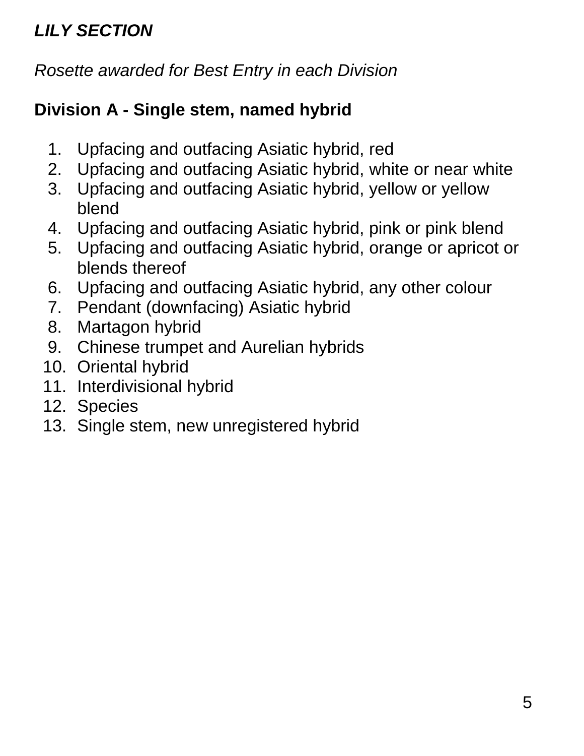***LILY SECTION***

*Rosette awarded for Best Entry in each Division*

**Division A - Single stem, named hybrid**

1. Upfacing and outfacing Asiatic hybrid, red
2. Upfacing and outfacing Asiatic hybrid, white or near white
3. Upfacing and outfacing Asiatic hybrid, yellow or yellow blend
4. Upfacing and outfacing Asiatic hybrid, pink or pink blend
5. Upfacing and outfacing Asiatic hybrid, orange or apricot or blends thereof
6. Upfacing and outfacing Asiatic hybrid, any other colour
7. Pendant (downfacing) Asiatic hybrid
8. Martagon hybrid
9. Chinese trumpet and Aurelian hybrids
10. Oriental hybrid
11. Interdivisional hybrid
12. Species
13. Single stem, new unregistered hybrid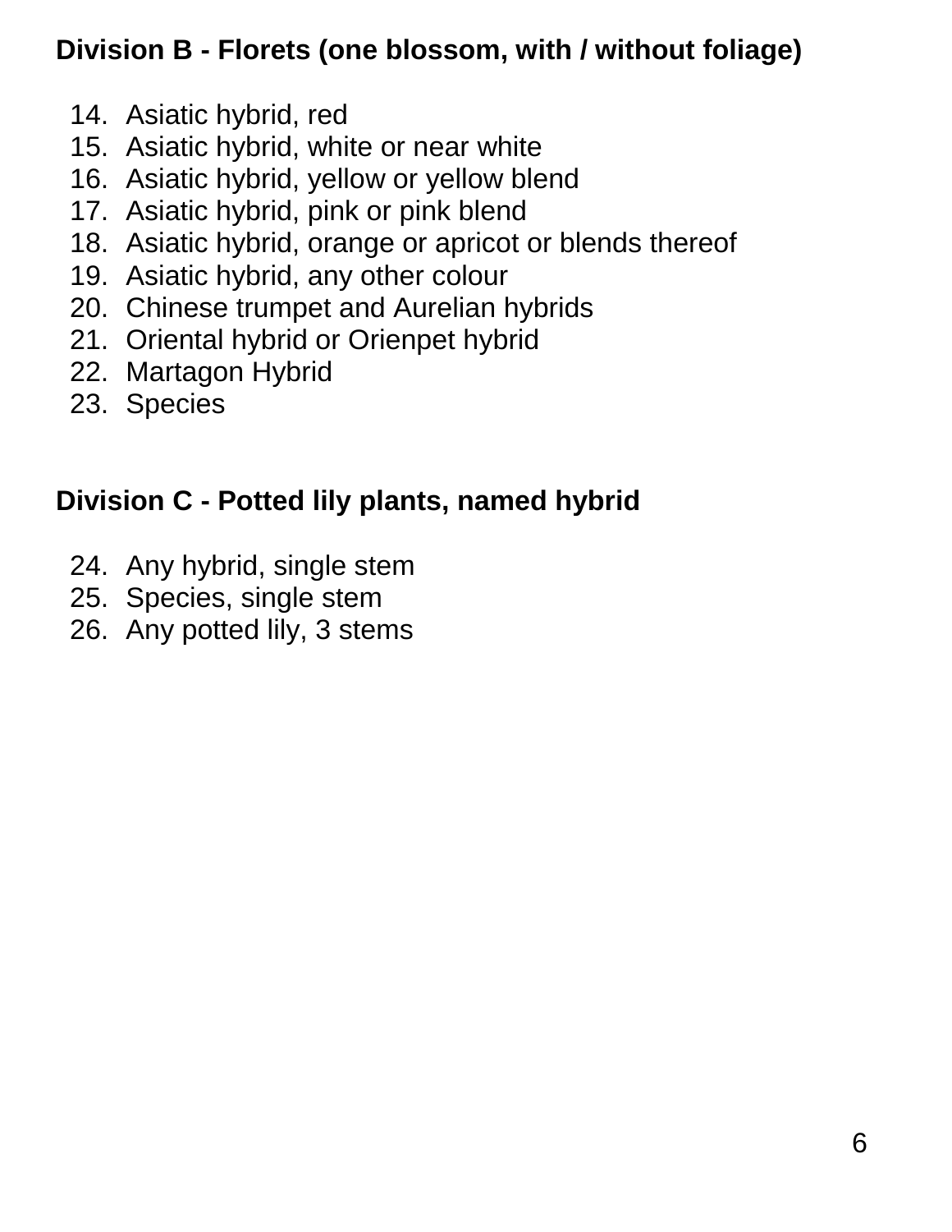**Division B - Florets (one blossom, with / without foliage)**

14. Asiatic hybrid, red
15. Asiatic hybrid, white or near white
16. Asiatic hybrid, yellow or yellow blend
17. Asiatic hybrid, pink or pink blend
18. Asiatic hybrid, orange or apricot or blends thereof
19. Asiatic hybrid, any other colour
20. Chinese trumpet and Aurelian hybrids
21. Oriental hybrid or Orienpet hybrid
22. Martagon Hybrid
23. Species

**Division C - Potted lily plants, named hybrid**

24. Any hybrid, single stem
25. Species, single stem
26. Any potted lily, 3 stems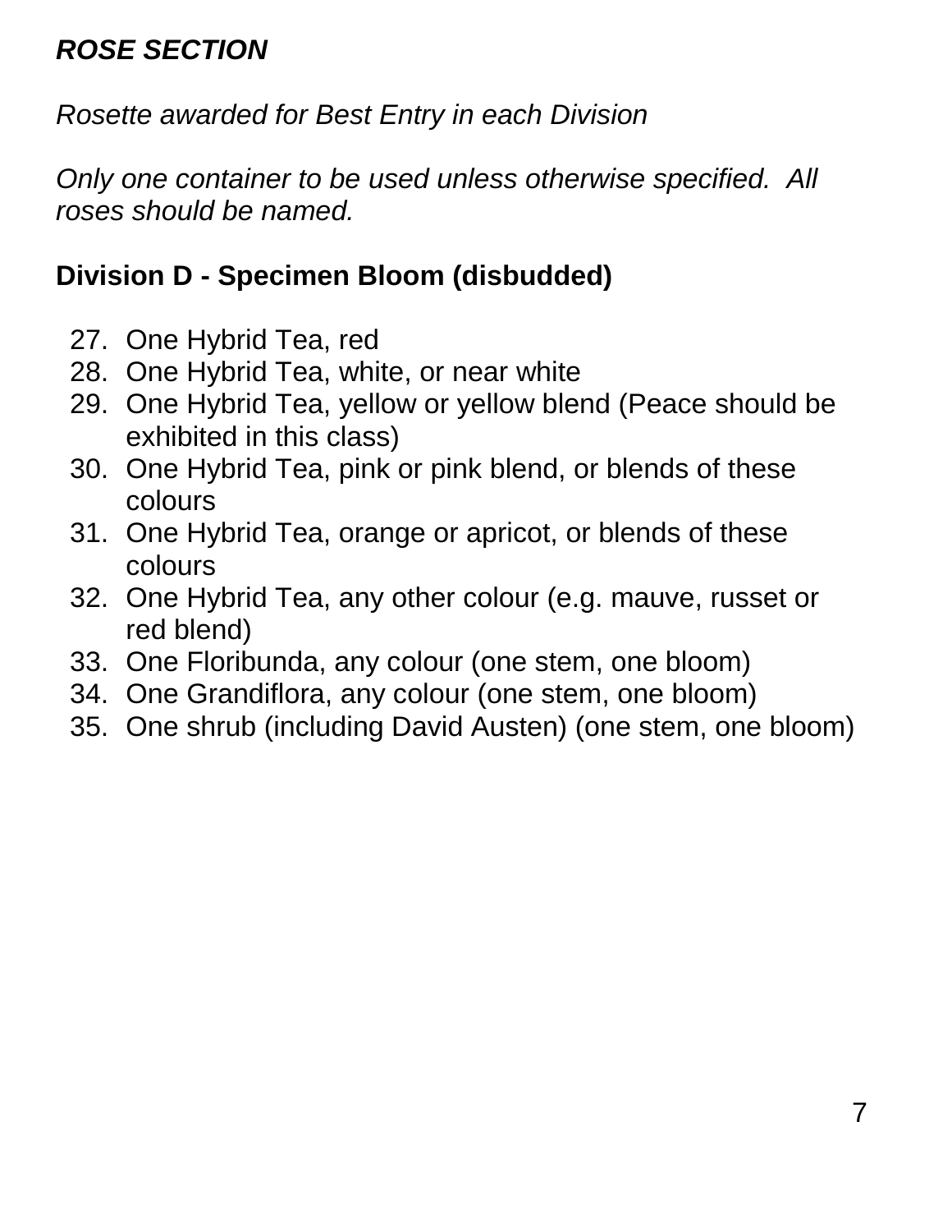***ROSE SECTION***

*Rosette awarded for Best Entry in each Division*

*Only one container to be used unless otherwise specified. All roses should be named.*

## Division D - Specimen Bloom (disbudded)

27. One Hybrid Tea, red
28. One Hybrid Tea, white, or near white
29. One Hybrid Tea, yellow or yellow blend (Peace should be exhibited in this class)
30. One Hybrid Tea, pink or pink blend, or blends of these colours
31. One Hybrid Tea, orange or apricot, or blends of these colours
32. One Hybrid Tea, any other colour (e.g. mauve, russet or red blend)
33. One Floribunda, any colour (one stem, one bloom)
34. One Grandiflora, any colour (one stem, one bloom)
35. One shrub (including David Austen) (one stem, one bloom)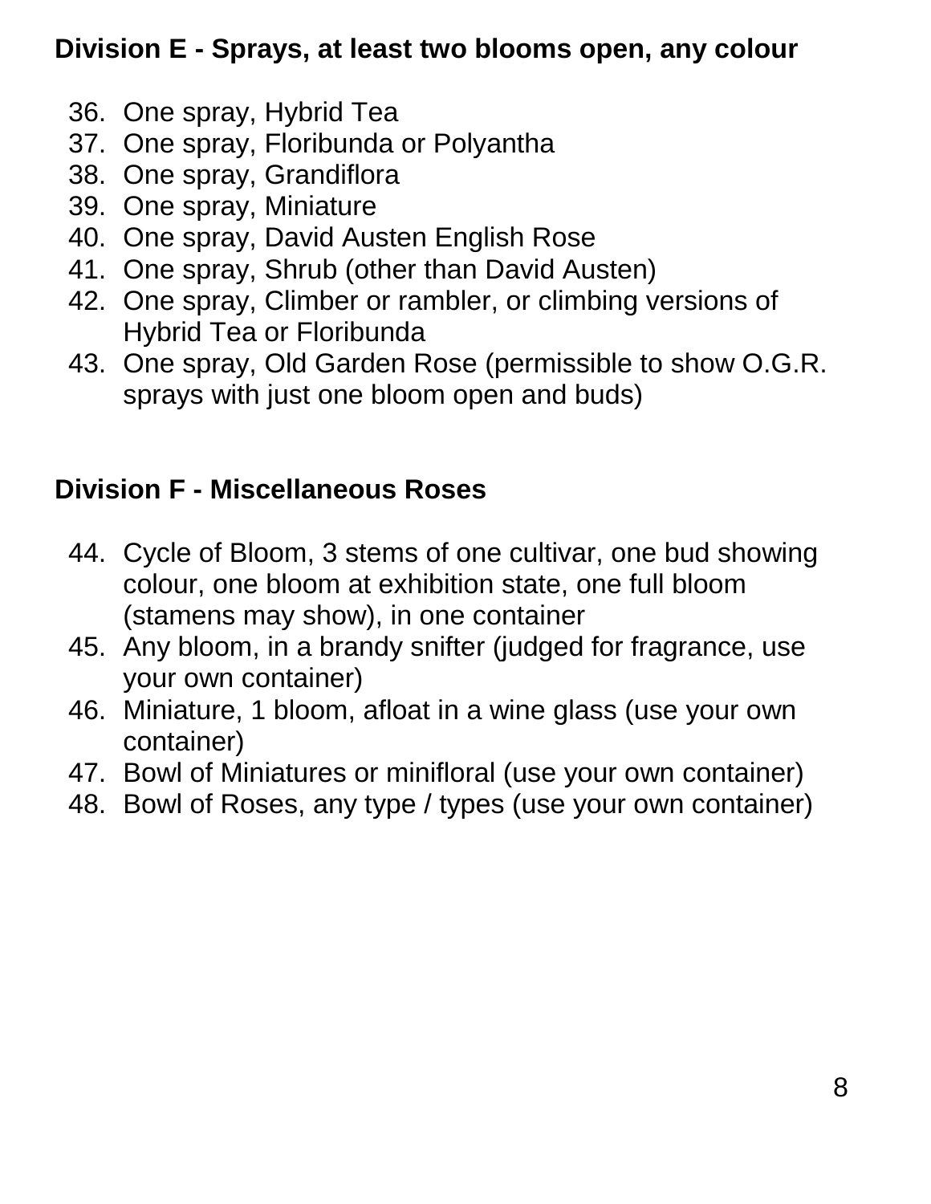**Division E - Sprays, at least two blooms open, any colour**

36. One spray, Hybrid Tea
37. One spray, Floribunda or Polyantha
38. One spray, Grandiflora
39. One spray, Miniature
40. One spray, David Austen English Rose
41. One spray, Shrub (other than David Austen)
42. One spray, Climber or rambler, or climbing versions of Hybrid Tea or Floribunda
43. One spray, Old Garden Rose (permissible to show O.G.R. sprays with just one bloom open and buds)

**Division F - Miscellaneous Roses**

44. Cycle of Bloom, 3 stems of one cultivar, one bud showing colour, one bloom at exhibition state, one full bloom (stamens may show), in one container
45. Any bloom, in a brandy snifter (judged for fragrance, use your own container)
46. Miniature, 1 bloom, afloat in a wine glass (use your own container)
47. Bowl of Miniatures or minifloral (use your own container)
48. Bowl of Roses, any type / types (use your own container)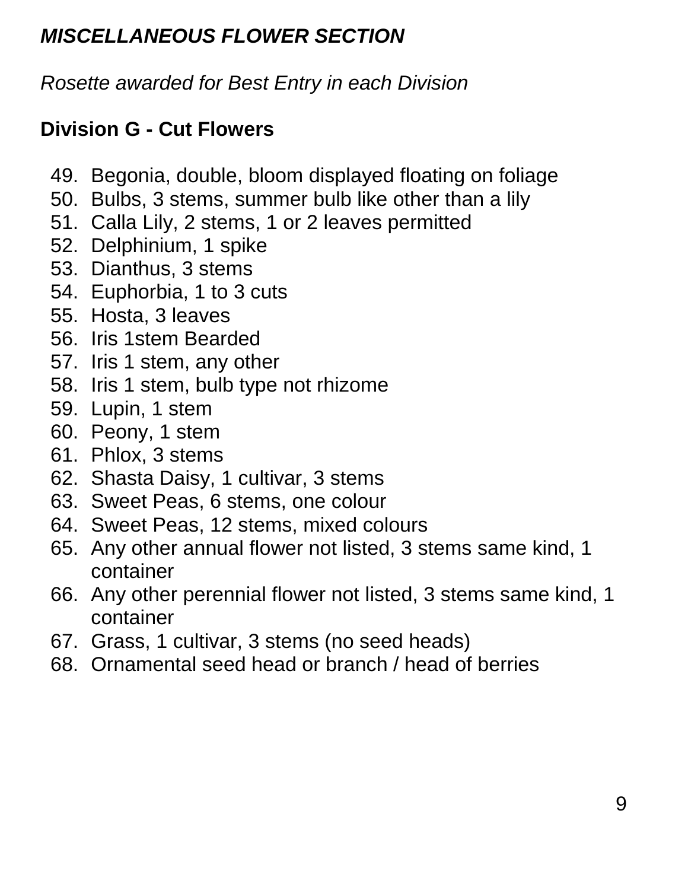***MISCELLANEOUS FLOWER SECTION***

*Rosette awarded for Best Entry in each Division*

**Division G - Cut Flowers**

49. Begonia, double, bloom displayed floating on foliage
50. Bulbs, 3 stems, summer bulb like other than a lily
51. Calla Lily, 2 stems, 1 or 2 leaves permitted
52. Delphinium, 1 spike
53. Dianthus, 3 stems
54. Euphorbia, 1 to 3 cuts
55. Hosta, 3 leaves
56. Iris 1stem Bearded
57. Iris 1 stem, any other
58. Iris 1 stem, bulb type not rhizome
59. Lupin, 1 stem
60. Peony, 1 stem
61. Phlox, 3 stems
62. Shasta Daisy, 1 cultivar, 3 stems
63. Sweet Peas, 6 stems, one colour
64. Sweet Peas, 12 stems, mixed colours
65. Any other annual flower not listed, 3 stems same kind, 1 container
66. Any other perennial flower not listed, 3 stems same kind, 1 container
67. Grass, 1 cultivar, 3 stems (no seed heads)
68. Ornamental seed head or branch / head of berries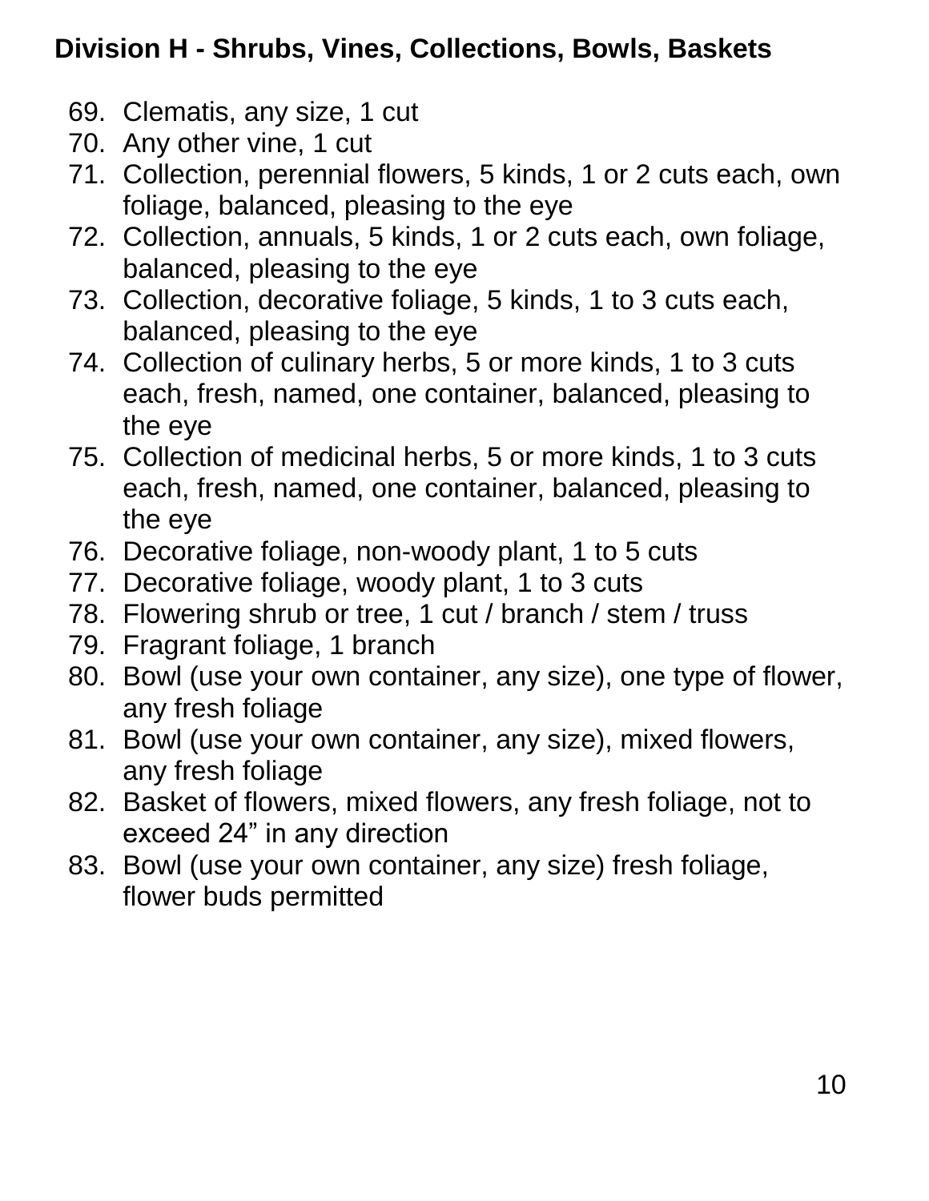**Division H - Shrubs, Vines, Collections, Bowls, Baskets**

69. Clematis, any size, 1 cut
70. Any other vine, 1 cut
71. Collection, perennial flowers, 5 kinds, 1 or 2 cuts each, own foliage, balanced, pleasing to the eye
72. Collection, annuals, 5 kinds, 1 or 2 cuts each, own foliage, balanced, pleasing to the eye
73. Collection, decorative foliage, 5 kinds, 1 to 3 cuts each, balanced, pleasing to the eye
74. Collection of culinary herbs, 5 or more kinds, 1 to 3 cuts each, fresh, named, one container, balanced, pleasing to the eye
75. Collection of medicinal herbs, 5 or more kinds, 1 to 3 cuts each, fresh, named, one container, balanced, pleasing to the eye
76. Decorative foliage, non-woody plant, 1 to 5 cuts
77. Decorative foliage, woody plant, 1 to 3 cuts
78. Flowering shrub or tree, 1 cut / branch / stem / truss
79. Fragrant foliage, 1 branch
80. Bowl (use your own container, any size), one type of flower, any fresh foliage
81. Bowl (use your own container, any size), mixed flowers, any fresh foliage
82. Basket of flowers, mixed flowers, any fresh foliage, not to exceed 24” in any direction
83. Bowl (use your own container, any size) fresh foliage, flower buds permitted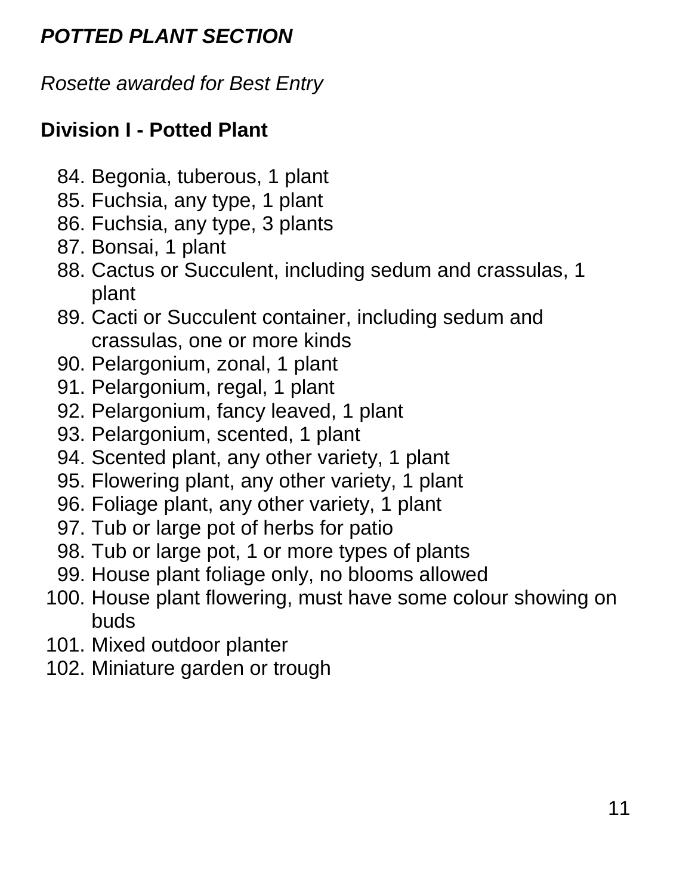## ***POTTED PLANT SECTION***

*Rosette awarded for Best Entry*

### Division I - Potted Plant

84. Begonia, tuberous, 1 plant
85. Fuchsia, any type, 1 plant
86. Fuchsia, any type, 3 plants
87. Bonsai, 1 plant
88. Cactus or Succulent, including sedum and crassulas, 1 plant
89. Cacti or Succulent container, including sedum and crassulas, one or more kinds
90. Pelargonium, zonal, 1 plant
91. Pelargonium, regal, 1 plant
92. Pelargonium, fancy leaved, 1 plant
93. Pelargonium, scented, 1 plant
94. Scented plant, any other variety, 1 plant
95. Flowering plant, any other variety, 1 plant
96. Foliage plant, any other variety, 1 plant
97. Tub or large pot of herbs for patio
98. Tub or large pot, 1 or more types of plants
99. House plant foliage only, no blooms allowed
100. House plant flowering, must have some colour showing on buds
101. Mixed outdoor planter
102. Miniature garden or trough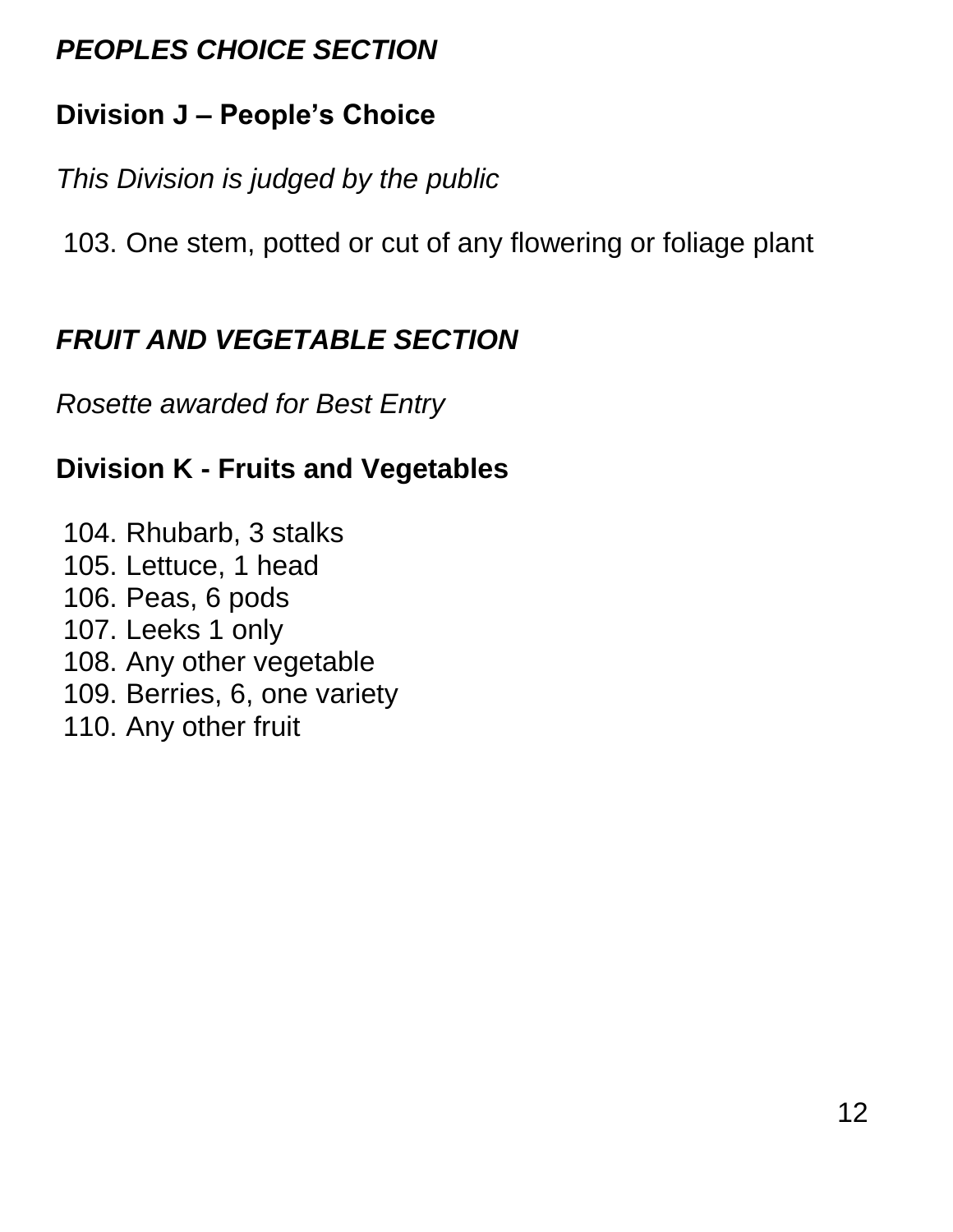***PEOPLES CHOICE SECTION***

## Division J – People's Choice

*This Division is judged by the public*

103. One stem, potted or cut of any flowering or foliage plant

***FRUIT AND VEGETABLE SECTION***

*Rosette awarded for Best Entry*

## Division K - Fruits and Vegetables

104. Rhubarb, 3 stalks
105. Lettuce, 1 head
106. Peas, 6 pods
107. Leeks 1 only
108. Any other vegetable
109. Berries, 6, one variety
110. Any other fruit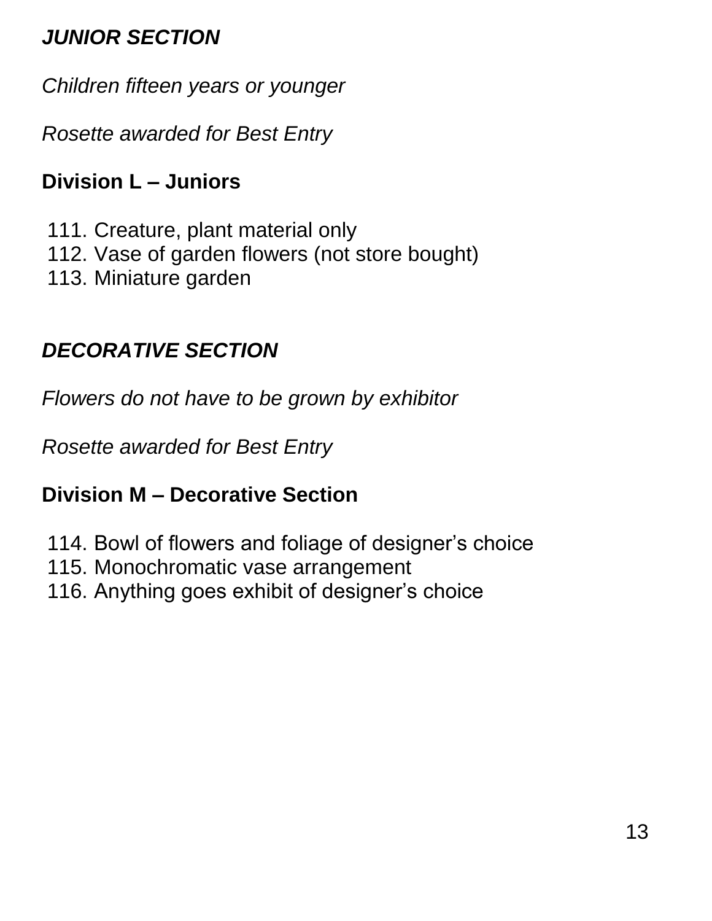## *JUNIOR SECTION*

*Children fifteen years or younger*

*Rosette awarded for Best Entry*

### Division L – Juniors

111. Creature, plant material only
112. Vase of garden flowers (not store bought)
113. Miniature garden

## *DECORATIVE SECTION*

*Flowers do not have to be grown by exhibitor*

*Rosette awarded for Best Entry*

### Division M – Decorative Section

114. Bowl of flowers and foliage of designer's choice
115. Monochromatic vase arrangement
116. Anything goes exhibit of designer's choice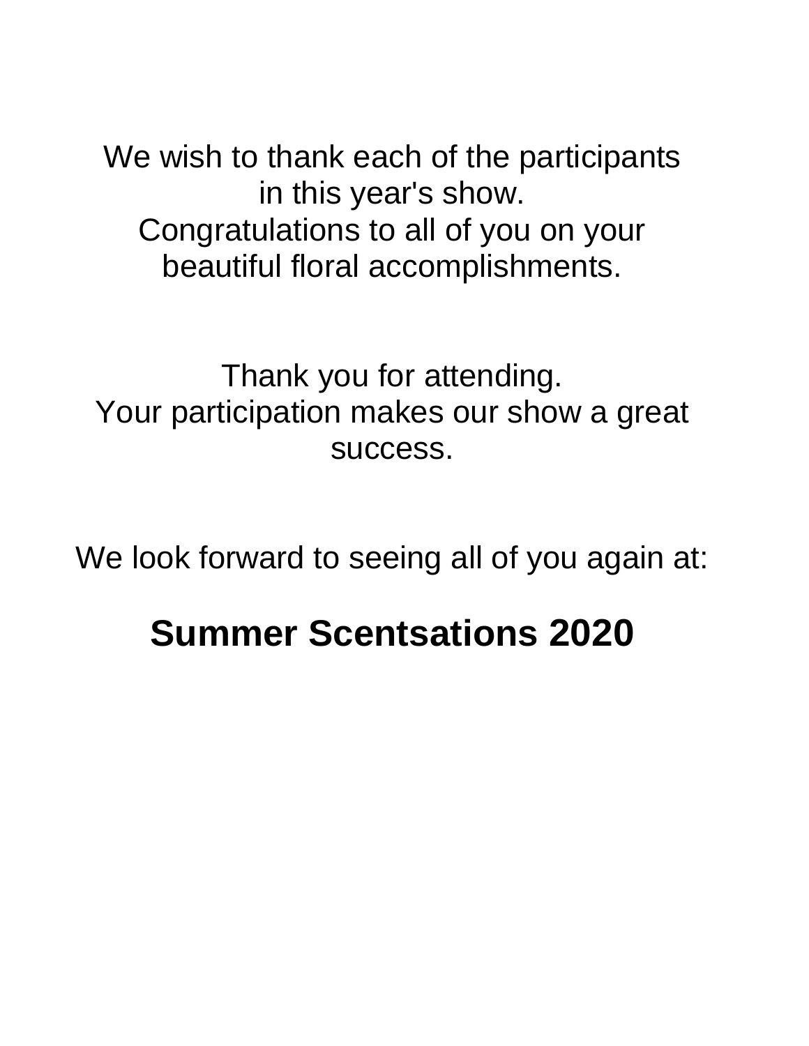We wish to thank each of the participants in this year's show.
Congratulations to all of you on your beautiful floral accomplishments.

Thank you for attending.
Your participation makes our show a great success.

We look forward to seeing all of you again at:

**Summer Scentsations 2020**